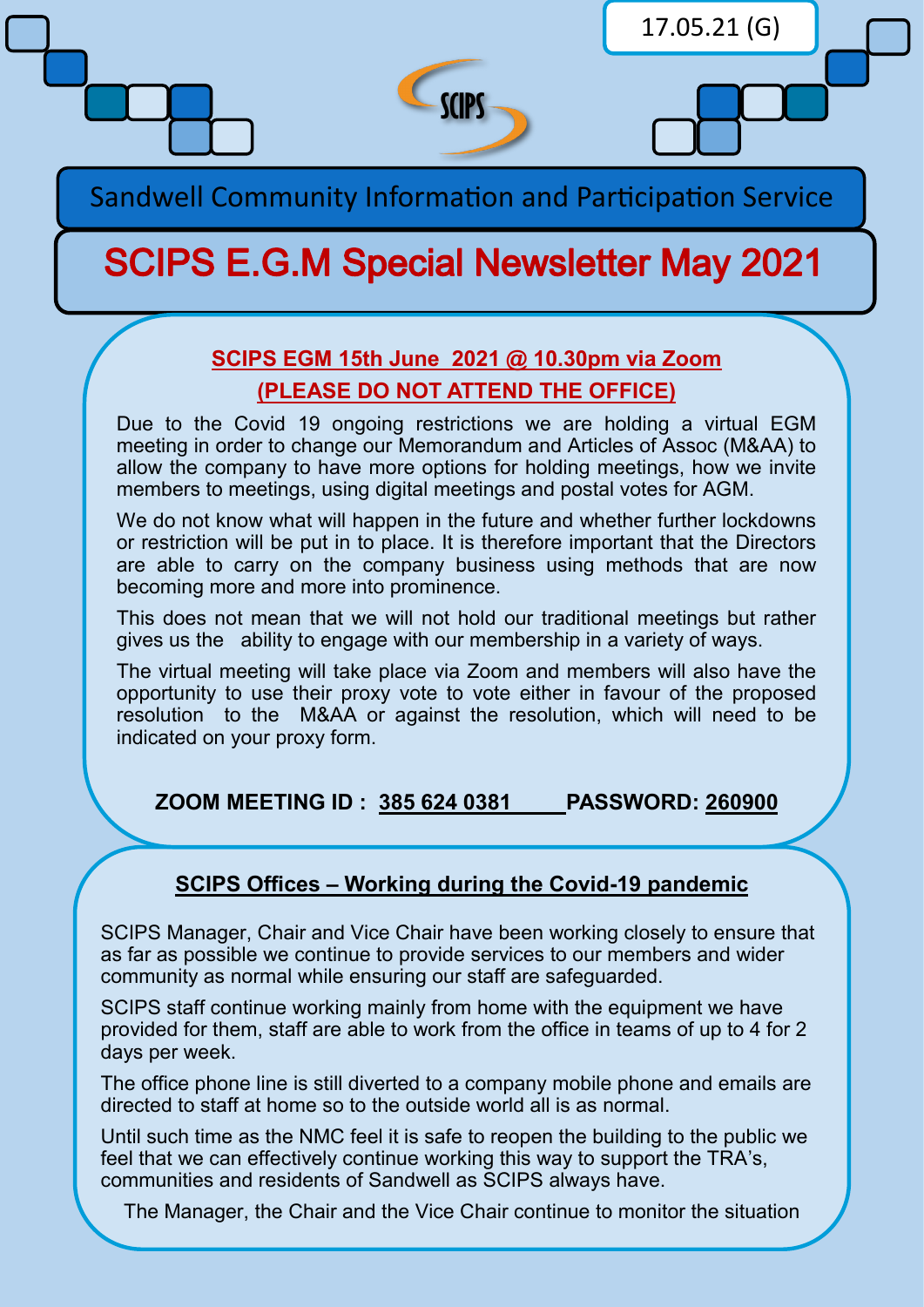17.05.21 (G)

SCIPS

Sandwell Community Information and Participation Service

# SCIPS E.G.M Special Newsletter May 2021

## SCIPS EGM 15th June 2021 @ 10.30pm via Zoom
## (PLEASE DO NOT ATTEND THE OFFICE)

Due to the Covid 19 ongoing restrictions we are holding a virtual EGM meeting in order to change our Memorandum and Articles of Assoc (M&AA) to allow the company to have more options for holding meetings, how we invite members to meetings, using digital meetings and postal votes for AGM.

We do not know what will happen in the future and whether further lockdowns or restriction will be put in to place. It is therefore important that the Directors are able to carry on the company business using methods that are now becoming more and more into prominence.

This does not mean that we will not hold our traditional meetings but rather gives us the ability to engage with our membership in a variety of ways.

The virtual meeting will take place via Zoom and members will also have the opportunity to use their proxy vote to vote either in favour of the proposed resolution to the M&AA or against the resolution, which will need to be indicated on your proxy form.

**ZOOM MEETING ID : 385 624 0381 PASSWORD: 260900**

## SCIPS Offices – Working during the Covid-19 pandemic

SCIPS Manager, Chair and Vice Chair have been working closely to ensure that as far as possible we continue to provide services to our members and wider community as normal while ensuring our staff are safeguarded.

SCIPS staff continue working mainly from home with the equipment we have provided for them, staff are able to work from the office in teams of up to 4 for 2 days per week.

The office phone line is still diverted to a company mobile phone and emails are directed to staff at home so to the outside world all is as normal.

Until such time as the NMC feel it is safe to reopen the building to the public we feel that we can effectively continue working this way to support the TRA's, communities and residents of Sandwell as SCIPS always have.

The Manager, the Chair and the Vice Chair continue to monitor the situation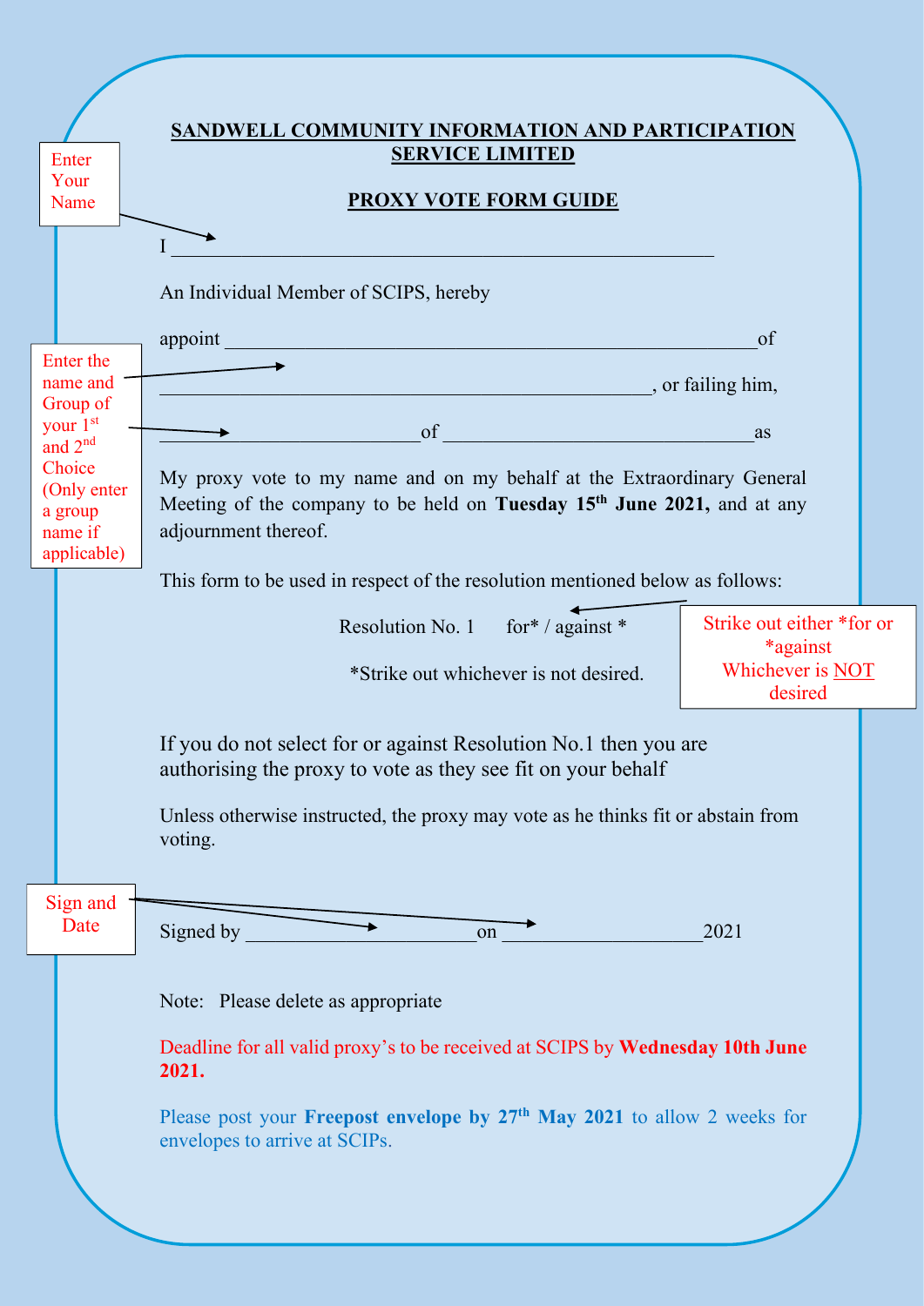## SANDWELL COMMUNITY INFORMATION AND PARTICIPATION SERVICE LIMITED

## PROXY VOTE FORM GUIDE

Enter Your Name

I ____________________________________________________

An Individual Member of SCIPS, hereby

appoint ________________________________________________of

Enter the name and Group of your 1st and 2nd Choice (Only enter a group name if applicable)

_______________________________________________, or failing him,

_________________________of ______________________________as

My proxy vote to my name and on my behalf at the Extraordinary General Meeting of the company to be held on **Tuesday 15th June 2021,** and at any adjournment thereof.

This form to be used in respect of the resolution mentioned below as follows:

Resolution No. 1 for* / against *

Strike out either *for or *against Whichever is NOT desired

*Strike out whichever is not desired.

If you do not select for or against Resolution No.1 then you are authorising the proxy to vote as they see fit on your behalf

Unless otherwise instructed, the proxy may vote as he thinks fit or abstain from voting.

Sign and Date

Signed by _______________________on ____________________2021

Note: Please delete as appropriate

Deadline for all valid proxy's to be received at SCIPS by **Wednesday 10th June 2021.**

Please post your **Freepost envelope by 27th May 2021** to allow 2 weeks for envelopes to arrive at SCIPs.